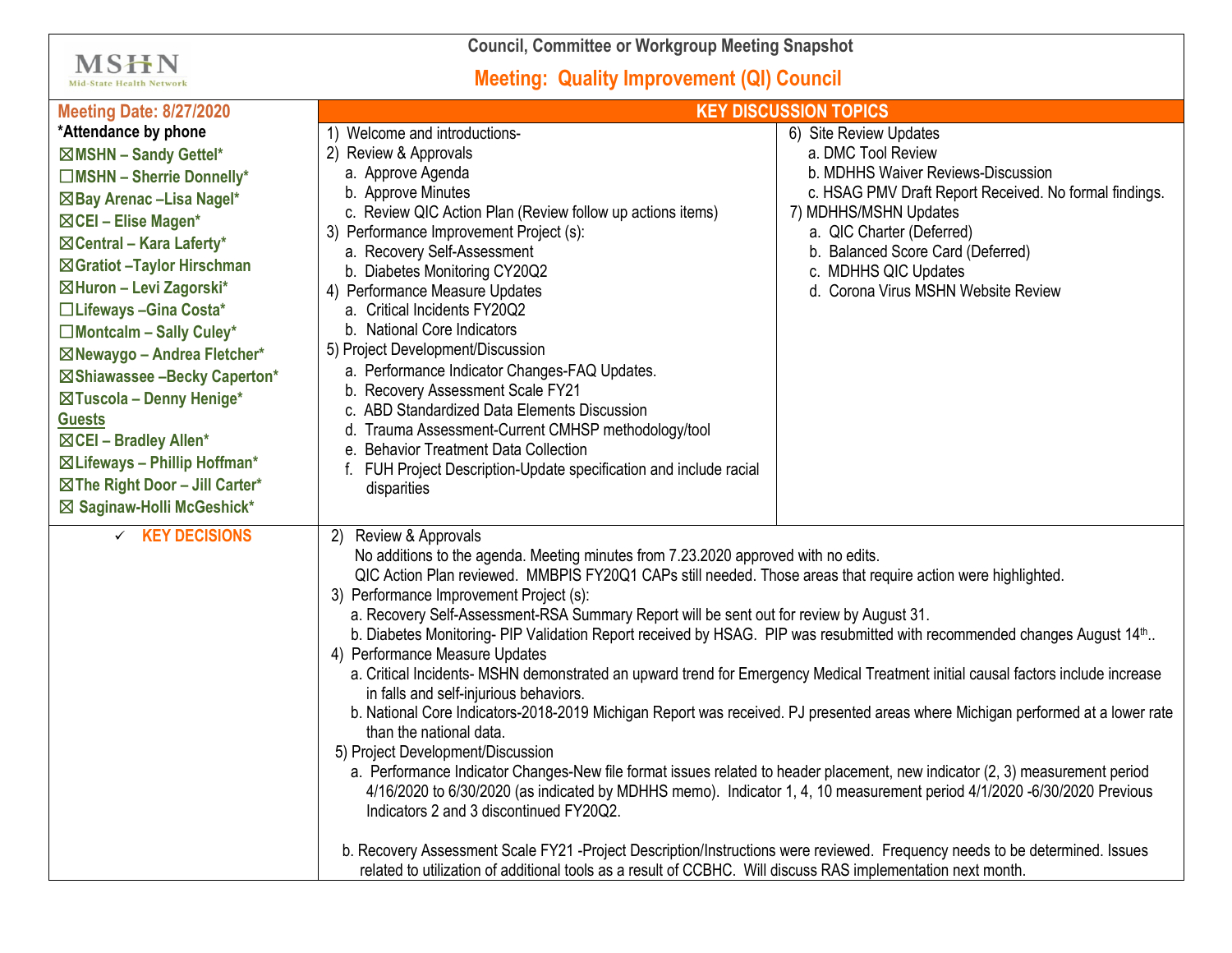MSHN
Mid-State Health Network

# Council, Committee or Workgroup Meeting Snapshot

## Meeting: Quality Improvement (QI) Council

**Meeting Date: 8/27/2020**

***Attendance by phone**

- ☒MSHN – Sandy Gettel*
- ☐MSHN – Sherrie Donnelly*
- ☒Bay Arenac –Lisa Nagel*
- ☒CEI – Elise Magen*
- ☒Central – Kara Laferty*
- ☒Gratiot –Taylor Hirschman
- ☒Huron – Levi Zagorski*
- ☐Lifeways –Gina Costa*
- ☐Montcalm – Sally Culey*
- ☒Newaygo – Andrea Fletcher*
- ☒Shiawassee –Becky Caperton*
- ☒Tuscola – Denny Henige*

**Guests**

- ☒CEI – Bradley Allen*
- ☒Lifeways – Phillip Hoffman*
- ☒The Right Door – Jill Carter*
- ☒ Saginaw-Holli McGeshick*

### KEY DISCUSSION TOPICS

1) Welcome and introductions-
2) Review & Approvals
   a. Approve Agenda
   b. Approve Minutes
   c. Review QIC Action Plan (Review follow up actions items)
3) Performance Improvement Project (s):
   a. Recovery Self-Assessment
   b. Diabetes Monitoring CY20Q2
4) Performance Measure Updates
   a. Critical Incidents FY20Q2
   b. National Core Indicators
5) Project Development/Discussion
   a. Performance Indicator Changes-FAQ Updates.
   b. Recovery Assessment Scale FY21
   c. ABD Standardized Data Elements Discussion
   d. Trauma Assessment-Current CMHSP methodology/tool
   e. Behavior Treatment Data Collection
   f. FUH Project Description-Update specification and include racial disparities
6) Site Review Updates
   a. DMC Tool Review
   b. MDHHS Waiver Reviews-Discussion
   c. HSAG PMV Draft Report Received. No formal findings.
7) MDHHS/MSHN Updates
   a. QIC Charter (Deferred)
   b. Balanced Score Card (Deferred)
   c. MDHHS QIC Updates
   d. Corona Virus MSHN Website Review

### ✓ KEY DECISIONS

2) Review & Approvals
   No additions to the agenda. Meeting minutes from 7.23.2020 approved with no edits.
   QIC Action Plan reviewed. MMBPIS FY20Q1 CAPs still needed. Those areas that require action were highlighted.
3) Performance Improvement Project (s):
   a. Recovery Self-Assessment-RSA Summary Report will be sent out for review by August 31.
   b. Diabetes Monitoring- PIP Validation Report received by HSAG. PIP was resubmitted with recommended changes August 14th..
4) Performance Measure Updates
   a. Critical Incidents- MSHN demonstrated an upward trend for Emergency Medical Treatment initial causal factors include increase in falls and self-injurious behaviors.
   b. National Core Indicators-2018-2019 Michigan Report was received. PJ presented areas where Michigan performed at a lower rate than the national data.
5) Project Development/Discussion
   a. Performance Indicator Changes-New file format issues related to header placement, new indicator (2, 3) measurement period 4/16/2020 to 6/30/2020 (as indicated by MDHHS memo). Indicator 1, 4, 10 measurement period 4/1/2020 -6/30/2020 Previous Indicators 2 and 3 discontinued FY20Q2.

   b. Recovery Assessment Scale FY21 -Project Description/Instructions were reviewed. Frequency needs to be determined. Issues related to utilization of additional tools as a result of CCBHC. Will discuss RAS implementation next month.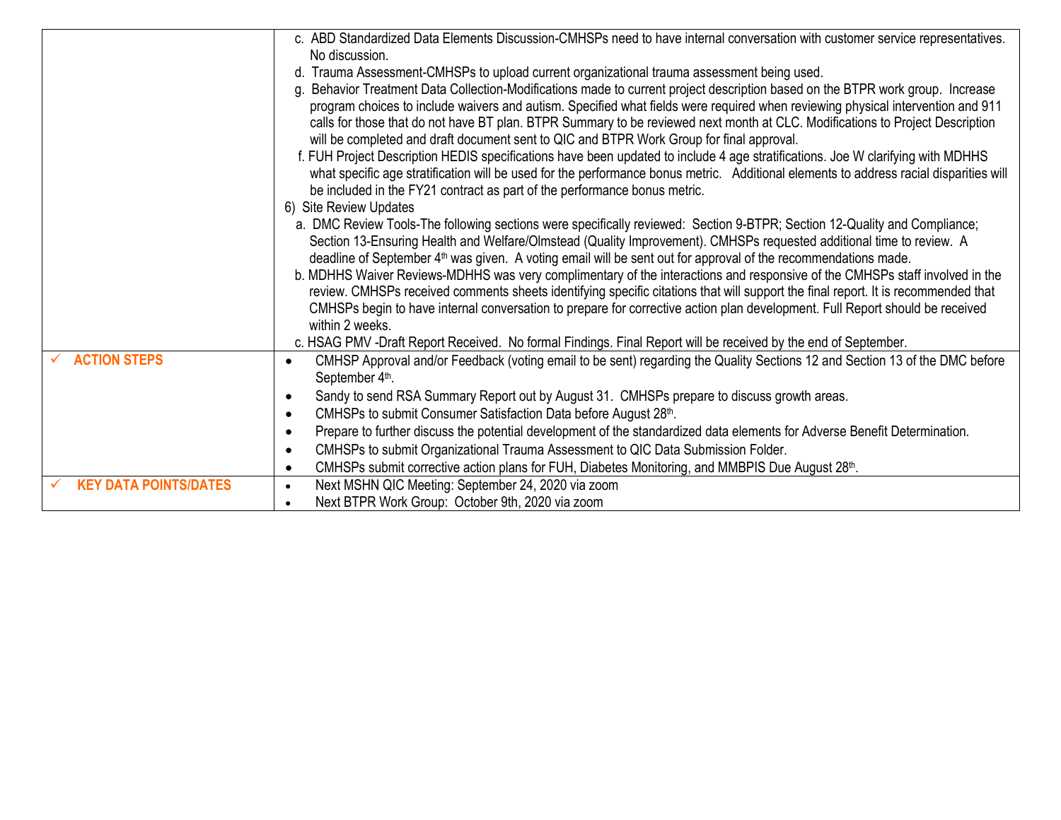| | |
|---|---|
| | c. ABD Standardized Data Elements Discussion-CMHSPs need to have internal conversation with customer service representatives. No discussion.<br>d. Trauma Assessment-CMHSPs to upload current organizational trauma assessment being used.<br>g. Behavior Treatment Data Collection-Modifications made to current project description based on the BTPR work group. Increase program choices to include waivers and autism. Specified what fields were required when reviewing physical intervention and 911 calls for those that do not have BT plan. BTPR Summary to be reviewed next month at CLC. Modifications to Project Description will be completed and draft document sent to QIC and BTPR Work Group for final approval.<br>f. FUH Project Description HEDIS specifications have been updated to include 4 age stratifications. Joe W clarifying with MDHHS what specific age stratification will be used for the performance bonus metric. Additional elements to address racial disparities will be included in the FY21 contract as part of the performance bonus metric.<br>6) Site Review Updates<br>a. DMC Review Tools-The following sections were specifically reviewed: Section 9-BTPR; Section 12-Quality and Compliance; Section 13-Ensuring Health and Welfare/Olmstead (Quality Improvement). CMHSPs requested additional time to review. A deadline of September 4th was given. A voting email will be sent out for approval of the recommendations made.<br>b. MDHHS Waiver Reviews-MDHHS was very complimentary of the interactions and responsive of the CMHSPs staff involved in the review. CMHSPs received comments sheets identifying specific citations that will support the final report. It is recommended that CMHSPs begin to have internal conversation to prepare for corrective action plan development. Full Report should be received within 2 weeks.<br>c. HSAG PMV -Draft Report Received. No formal Findings. Final Report will be received by the end of September. |
| ✓ **ACTION STEPS** | • CMHSP Approval and/or Feedback (voting email to be sent) regarding the Quality Sections 12 and Section 13 of the DMC before September 4th.<br>• Sandy to send RSA Summary Report out by August 31. CMHSPs prepare to discuss growth areas.<br>• CMHSPs to submit Consumer Satisfaction Data before August 28th.<br>• Prepare to further discuss the potential development of the standardized data elements for Adverse Benefit Determination.<br>• CMHSPs to submit Organizational Trauma Assessment to QIC Data Submission Folder.<br>• CMHSPs submit corrective action plans for FUH, Diabetes Monitoring, and MMBPIS Due August 28th. |
| ✓ **KEY DATA POINTS/DATES** | • Next MSHN QIC Meeting: September 24, 2020 via zoom<br>• Next BTPR Work Group: October 9th, 2020 via zoom |